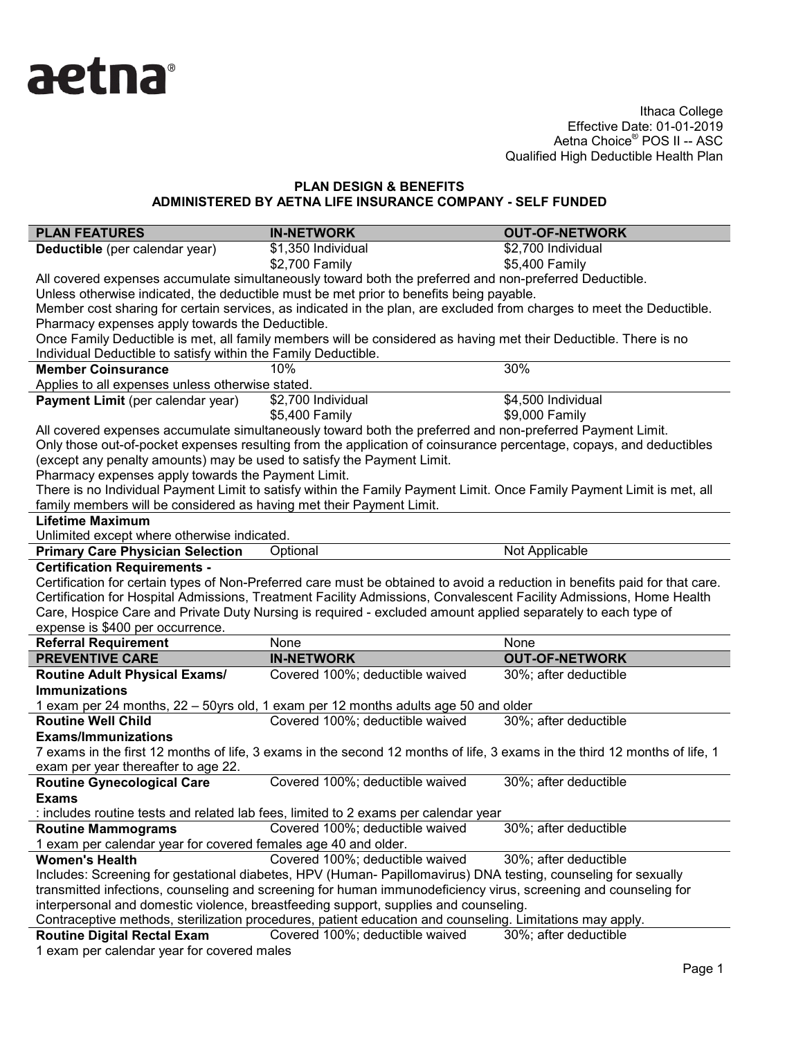aetna®

Ithaca College
Effective Date: 01-01-2019
Aetna Choice® POS II -- ASC
Qualified High Deductible Health Plan

## PLAN DESIGN & BENEFITS
## ADMINISTERED BY AETNA LIFE INSURANCE COMPANY - SELF FUNDED

| PLAN FEATURES | IN-NETWORK | OUT-OF-NETWORK |
|---|---|---|
| **Deductible** (per calendar year) | $1,350 Individual<br>$2,700 Family | $2,700 Individual<br>$5,400 Family |
| All covered expenses accumulate simultaneously toward both the preferred and non-preferred Deductible.<br>Unless otherwise indicated, the deductible must be met prior to benefits being payable.<br>Member cost sharing for certain services, as indicated in the plan, are excluded from charges to meet the Deductible.<br>Pharmacy expenses apply towards the Deductible.<br>Once Family Deductible is met, all family members will be considered as having met their Deductible. There is no Individual Deductible to satisfy within the Family Deductible. | | |
| **Member Coinsurance** | 10% | 30% |
| Applies to all expenses unless otherwise stated. | | |
| **Payment Limit** (per calendar year) | $2,700 Individual<br>$5,400 Family | $4,500 Individual<br>$9,000 Family |
| All covered expenses accumulate simultaneously toward both the preferred and non-preferred Payment Limit.<br>Only those out-of-pocket expenses resulting from the application of coinsurance percentage, copays, and deductibles (except any penalty amounts) may be used to satisfy the Payment Limit.<br>Pharmacy expenses apply towards the Payment Limit.<br>There is no Individual Payment Limit to satisfy within the Family Payment Limit. Once Family Payment Limit is met, all family members will be considered as having met their Payment Limit. | | |
| **Lifetime Maximum** | | |
| Unlimited except where otherwise indicated. | | |
| **Primary Care Physician Selection** | Optional | Not Applicable |
| **Certification Requirements -** | | |
| Certification for certain types of Non-Preferred care must be obtained to avoid a reduction in benefits paid for that care. Certification for Hospital Admissions, Treatment Facility Admissions, Convalescent Facility Admissions, Home Health Care, Hospice Care and Private Duty Nursing is required - excluded amount applied separately to each type of expense is $400 per occurrence. | | |
| **Referral Requirement** | None | None |

| PREVENTIVE CARE | IN-NETWORK | OUT-OF-NETWORK |
|---|---|---|
| **Routine Adult Physical Exams/ Immunizations** | Covered 100%; deductible waived | 30%; after deductible |
| 1 exam per 24 months, 22 – 50yrs old, 1 exam per 12 months adults age 50 and older | | |
| **Routine Well Child Exams/Immunizations** | Covered 100%; deductible waived | 30%; after deductible |
| 7 exams in the first 12 months of life, 3 exams in the second 12 months of life, 3 exams in the third 12 months of life, 1 exam per year thereafter to age 22. | | |
| **Routine Gynecological Care Exams** | Covered 100%; deductible waived | 30%; after deductible |
| : includes routine tests and related lab fees, limited to 2 exams per calendar year | | |
| **Routine Mammograms** | Covered 100%; deductible waived | 30%; after deductible |
| 1 exam per calendar year for covered females age 40 and older. | | |
| **Women's Health** | Covered 100%; deductible waived | 30%; after deductible |
| Includes: Screening for gestational diabetes, HPV (Human- Papillomavirus) DNA testing, counseling for sexually transmitted infections, counseling and screening for human immunodeficiency virus, screening and counseling for interpersonal and domestic violence, breastfeeding support, supplies and counseling.<br>Contraceptive methods, sterilization procedures, patient education and counseling. Limitations may apply. | | |
| **Routine Digital Rectal Exam** | Covered 100%; deductible waived | 30%; after deductible |
| 1 exam per calendar year for covered males | | |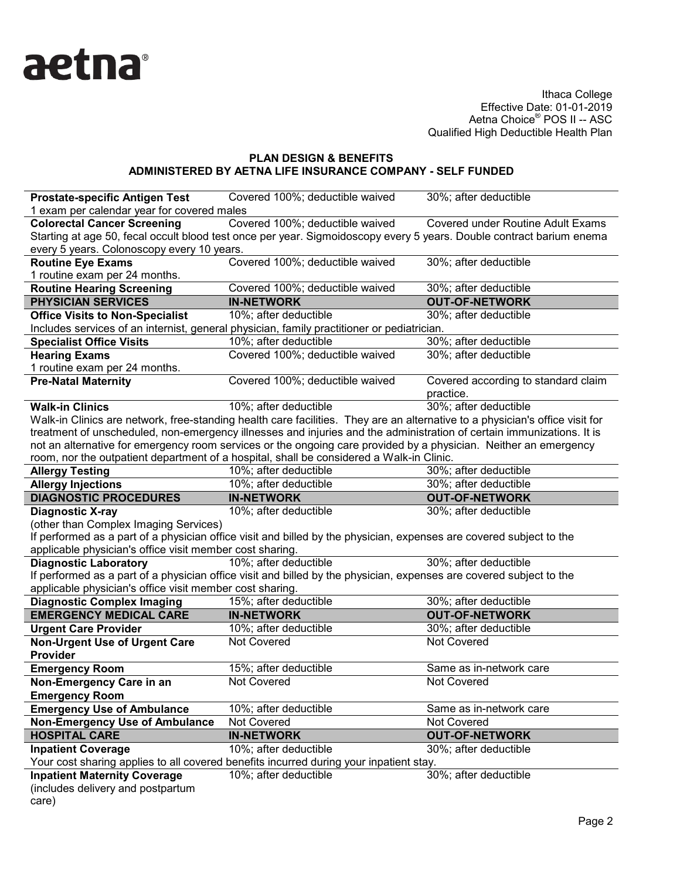Ithaca College
Effective Date: 01-01-2019
Aetna Choice® POS II -- ASC
Qualified High Deductible Health Plan

**PLAN DESIGN & BENEFITS**
**ADMINISTERED BY AETNA LIFE INSURANCE COMPANY - SELF FUNDED**

| | | |
|---|---|---|
| **Prostate-specific Antigen Test** | Covered 100%; deductible waived | 30%; after deductible |
| 1 exam per calendar year for covered males | | |
| **Colorectal Cancer Screening** | Covered 100%; deductible waived | Covered under Routine Adult Exams |
| Starting at age 50, fecal occult blood test once per year. Sigmoidoscopy every 5 years. Double contract barium enema every 5 years. Colonoscopy every 10 years. | | |
| **Routine Eye Exams** | Covered 100%; deductible waived | 30%; after deductible |
| 1 routine exam per 24 months. | | |
| **Routine Hearing Screening** | Covered 100%; deductible waived | 30%; after deductible |
| **PHYSICIAN SERVICES** | **IN-NETWORK** | **OUT-OF-NETWORK** |
| **Office Visits to Non-Specialist** | 10%; after deductible | 30%; after deductible |
| Includes services of an internist, general physician, family practitioner or pediatrician. | | |
| **Specialist Office Visits** | 10%; after deductible | 30%; after deductible |
| **Hearing Exams** | Covered 100%; deductible waived | 30%; after deductible |
| 1 routine exam per 24 months. | | |
| **Pre-Natal Maternity** | Covered 100%; deductible waived | Covered according to standard claim practice. |
| **Walk-in Clinics** | 10%; after deductible | 30%; after deductible |
| Walk-in Clinics are network, free-standing health care facilities. They are an alternative to a physician's office visit for treatment of unscheduled, non-emergency illnesses and injuries and the administration of certain immunizations. It is not an alternative for emergency room services or the ongoing care provided by a physician. Neither an emergency room, nor the outpatient department of a hospital, shall be considered a Walk-in Clinic. | | |
| **Allergy Testing** | 10%; after deductible | 30%; after deductible |
| **Allergy Injections** | 10%; after deductible | 30%; after deductible |
| **DIAGNOSTIC PROCEDURES** | **IN-NETWORK** | **OUT-OF-NETWORK** |
| **Diagnostic X-ray** (other than Complex Imaging Services) | 10%; after deductible | 30%; after deductible |
| If performed as a part of a physician office visit and billed by the physician, expenses are covered subject to the applicable physician's office visit member cost sharing. | | |
| **Diagnostic Laboratory** | 10%; after deductible | 30%; after deductible |
| If performed as a part of a physician office visit and billed by the physician, expenses are covered subject to the applicable physician's office visit member cost sharing. | | |
| **Diagnostic Complex Imaging** | 15%; after deductible | 30%; after deductible |
| **EMERGENCY MEDICAL CARE** | **IN-NETWORK** | **OUT-OF-NETWORK** |
| **Urgent Care Provider** | 10%; after deductible | 30%; after deductible |
| **Non-Urgent Use of Urgent Care Provider** | Not Covered | Not Covered |
| **Emergency Room** | 15%; after deductible | Same as in-network care |
| **Non-Emergency Care in an Emergency Room** | Not Covered | Not Covered |
| **Emergency Use of Ambulance** | 10%; after deductible | Same as in-network care |
| **Non-Emergency Use of Ambulance** | Not Covered | Not Covered |
| **HOSPITAL CARE** | **IN-NETWORK** | **OUT-OF-NETWORK** |
| **Inpatient Coverage** | 10%; after deductible | 30%; after deductible |
| Your cost sharing applies to all covered benefits incurred during your inpatient stay. | | |
| **Inpatient Maternity Coverage** (includes delivery and postpartum care) | 10%; after deductible | 30%; after deductible |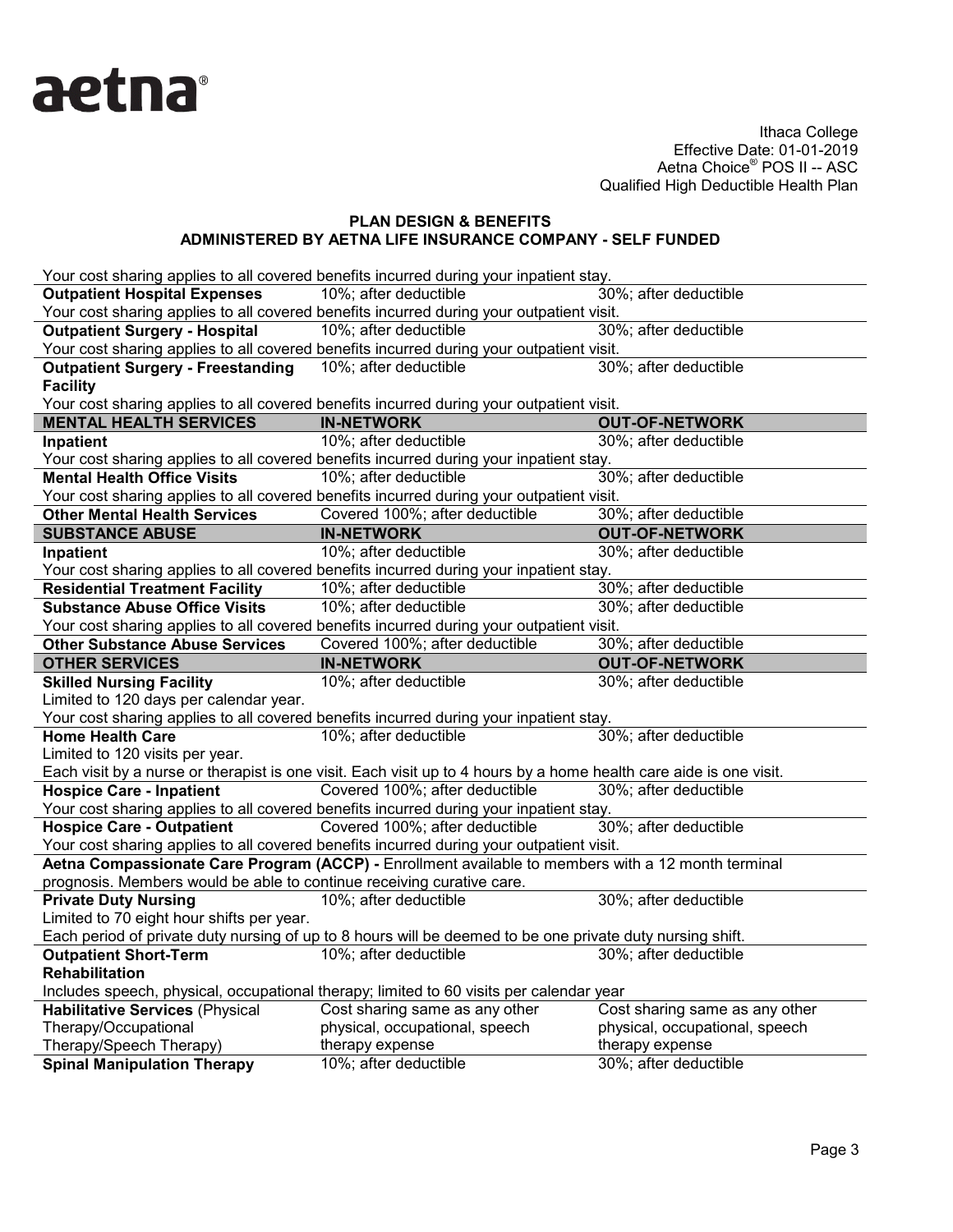Ithaca College
Effective Date: 01-01-2019
Aetna Choice® POS II -- ASC
Qualified High Deductible Health Plan

**PLAN DESIGN & BENEFITS**
**ADMINISTERED BY AETNA LIFE INSURANCE COMPANY - SELF FUNDED**

| | | |
|---|---|---|
| Your cost sharing applies to all covered benefits incurred during your inpatient stay. | | |
| **Outpatient Hospital Expenses** | 10%; after deductible | 30%; after deductible |
| Your cost sharing applies to all covered benefits incurred during your outpatient visit. | | |
| **Outpatient Surgery - Hospital** | 10%; after deductible | 30%; after deductible |
| Your cost sharing applies to all covered benefits incurred during your outpatient visit. | | |
| **Outpatient Surgery - Freestanding Facility** | 10%; after deductible | 30%; after deductible |
| Your cost sharing applies to all covered benefits incurred during your outpatient visit. | | |
| **MENTAL HEALTH SERVICES** | **IN-NETWORK** | **OUT-OF-NETWORK** |
| **Inpatient** | 10%; after deductible | 30%; after deductible |
| Your cost sharing applies to all covered benefits incurred during your inpatient stay. | | |
| **Mental Health Office Visits** | 10%; after deductible | 30%; after deductible |
| Your cost sharing applies to all covered benefits incurred during your outpatient visit. | | |
| **Other Mental Health Services** | Covered 100%; after deductible | 30%; after deductible |
| **SUBSTANCE ABUSE** | **IN-NETWORK** | **OUT-OF-NETWORK** |
| **Inpatient** | 10%; after deductible | 30%; after deductible |
| Your cost sharing applies to all covered benefits incurred during your inpatient stay. | | |
| **Residential Treatment Facility** | 10%; after deductible | 30%; after deductible |
| **Substance Abuse Office Visits** | 10%; after deductible | 30%; after deductible |
| Your cost sharing applies to all covered benefits incurred during your outpatient visit. | | |
| **Other Substance Abuse Services** | Covered 100%; after deductible | 30%; after deductible |
| **OTHER SERVICES** | **IN-NETWORK** | **OUT-OF-NETWORK** |
| **Skilled Nursing Facility**<br>Limited to 120 days per calendar year. | 10%; after deductible | 30%; after deductible |
| Your cost sharing applies to all covered benefits incurred during your inpatient stay. | | |
| **Home Health Care**<br>Limited to 120 visits per year. | 10%; after deductible | 30%; after deductible |
| Each visit by a nurse or therapist is one visit. Each visit up to 4 hours by a home health care aide is one visit. | | |
| **Hospice Care - Inpatient** | Covered 100%; after deductible | 30%; after deductible |
| Your cost sharing applies to all covered benefits incurred during your inpatient stay. | | |
| **Hospice Care - Outpatient** | Covered 100%; after deductible | 30%; after deductible |
| Your cost sharing applies to all covered benefits incurred during your outpatient visit. | | |
| **Aetna Compassionate Care Program (ACCP) -** Enrollment available to members with a 12 month terminal prognosis. Members would be able to continue receiving curative care. | | |
| **Private Duty Nursing**<br>Limited to 70 eight hour shifts per year. | 10%; after deductible | 30%; after deductible |
| Each period of private duty nursing of up to 8 hours will be deemed to be one private duty nursing shift. | | |
| **Outpatient Short-Term Rehabilitation** | 10%; after deductible | 30%; after deductible |
| Includes speech, physical, occupational therapy; limited to 60 visits per calendar year | | |
| **Habilitative Services** (Physical Therapy/Occupational Therapy/Speech Therapy) | Cost sharing same as any other physical, occupational, speech therapy expense | Cost sharing same as any other physical, occupational, speech therapy expense |
| **Spinal Manipulation Therapy** | 10%; after deductible | 30%; after deductible |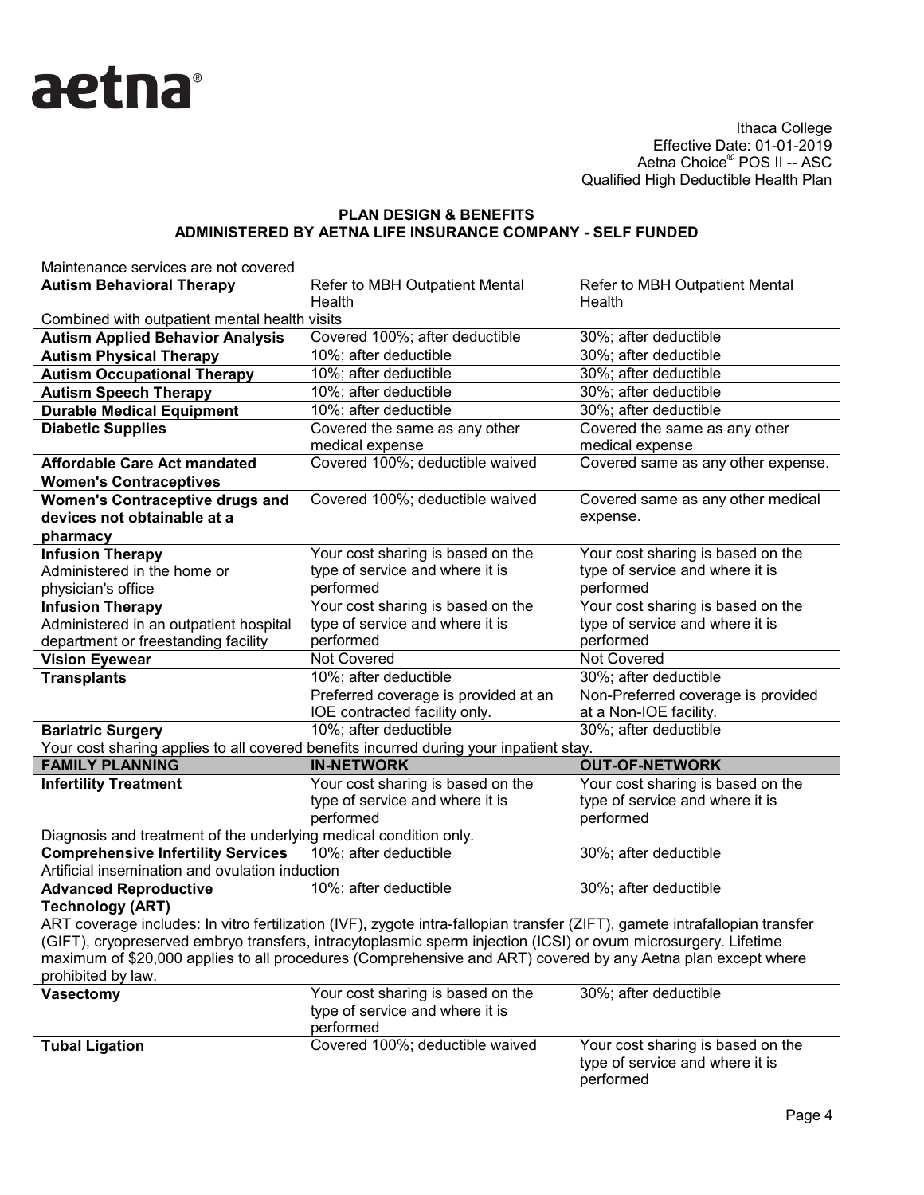Ithaca College
Effective Date: 01-01-2019
Aetna Choice® POS II -- ASC
Qualified High Deductible Health Plan

**PLAN DESIGN & BENEFITS**
**ADMINISTERED BY AETNA LIFE INSURANCE COMPANY - SELF FUNDED**

Maintenance services are not covered

| | | |
|---|---|---|
| **Autism Behavioral Therapy** | Refer to MBH Outpatient Mental Health | Refer to MBH Outpatient Mental Health |
| Combined with outpatient mental health visits | | |
| **Autism Applied Behavior Analysis** | Covered 100%; after deductible | 30%; after deductible |
| **Autism Physical Therapy** | 10%; after deductible | 30%; after deductible |
| **Autism Occupational Therapy** | 10%; after deductible | 30%; after deductible |
| **Autism Speech Therapy** | 10%; after deductible | 30%; after deductible |
| **Durable Medical Equipment** | 10%; after deductible | 30%; after deductible |
| **Diabetic Supplies** | Covered the same as any other medical expense | Covered the same as any other medical expense |
| **Affordable Care Act mandated Women's Contraceptives** | Covered 100%; deductible waived | Covered same as any other expense. |
| **Women's Contraceptive drugs and devices not obtainable at a pharmacy** | Covered 100%; deductible waived | Covered same as any other medical expense. |
| **Infusion Therapy** Administered in the home or physician's office | Your cost sharing is based on the type of service and where it is performed | Your cost sharing is based on the type of service and where it is performed |
| **Infusion Therapy** Administered in an outpatient hospital department or freestanding facility | Your cost sharing is based on the type of service and where it is performed | Your cost sharing is based on the type of service and where it is performed |
| **Vision Eyewear** | Not Covered | Not Covered |
| **Transplants** | 10%; after deductible<br>Preferred coverage is provided at an IOE contracted facility only. | 30%; after deductible<br>Non-Preferred coverage is provided at a Non-IOE facility. |
| **Bariatric Surgery** | 10%; after deductible | 30%; after deductible |
| Your cost sharing applies to all covered benefits incurred during your inpatient stay. | | |

| **FAMILY PLANNING** | **IN-NETWORK** | **OUT-OF-NETWORK** |
|---|---|---|
| **Infertility Treatment** | Your cost sharing is based on the type of service and where it is performed | Your cost sharing is based on the type of service and where it is performed |
| Diagnosis and treatment of the underlying medical condition only. | | |
| **Comprehensive Infertility Services** | 10%; after deductible | 30%; after deductible |
| Artificial insemination and ovulation induction | | |
| **Advanced Reproductive Technology (ART)** | 10%; after deductible | 30%; after deductible |
| ART coverage includes: In vitro fertilization (IVF), zygote intra-fallopian transfer (ZIFT), gamete intrafallopian transfer (GIFT), cryopreserved embryo transfers, intracytoplasmic sperm injection (ICSI) or ovum microsurgery. Lifetime maximum of $20,000 applies to all procedures (Comprehensive and ART) covered by any Aetna plan except where prohibited by law. | | |
| **Vasectomy** | Your cost sharing is based on the type of service and where it is performed | 30%; after deductible |
| **Tubal Ligation** | Covered 100%; deductible waived | Your cost sharing is based on the type of service and where it is performed |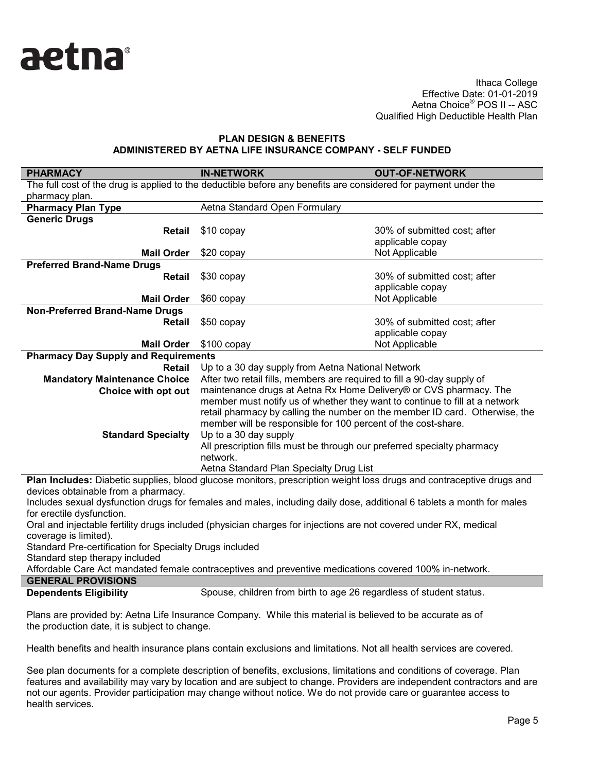aetna®

Ithaca College
Effective Date: 01-01-2019
Aetna Choice® POS II -- ASC
Qualified High Deductible Health Plan

**PLAN DESIGN & BENEFITS**
**ADMINISTERED BY AETNA LIFE INSURANCE COMPANY - SELF FUNDED**

| PHARMACY | IN-NETWORK | OUT-OF-NETWORK |
|---|---|---|
| The full cost of the drug is applied to the deductible before any benefits are considered for payment under the pharmacy plan. | | |
| **Pharmacy Plan Type** | Aetna Standard Open Formulary | |
| **Generic Drugs** | | |
| **Retail** | $10 copay | 30% of submitted cost; after applicable copay |
| **Mail Order** | $20 copay | Not Applicable |
| **Preferred Brand-Name Drugs** | | |
| **Retail** | $30 copay | 30% of submitted cost; after applicable copay |
| **Mail Order** | $60 copay | Not Applicable |
| **Non-Preferred Brand-Name Drugs** | | |
| **Retail** | $50 copay | 30% of submitted cost; after applicable copay |
| **Mail Order** | $100 copay | Not Applicable |
| **Pharmacy Day Supply and Requirements** | | |
| **Retail** | Up to a 30 day supply from Aetna National Network | |
| **Mandatory Maintenance Choice Choice with opt out** | After two retail fills, members are required to fill a 90-day supply of maintenance drugs at Aetna Rx Home Delivery® or CVS pharmacy. The member must notify us of whether they want to continue to fill at a network retail pharmacy by calling the number on the member ID card. Otherwise, the member will be responsible for 100 percent of the cost-share. | |
| **Standard Specialty** | Up to a 30 day supply<br>All prescription fills must be through our preferred specialty pharmacy network.<br>Aetna Standard Plan Specialty Drug List | |

**Plan Includes:** Diabetic supplies, blood glucose monitors, prescription weight loss drugs and contraceptive drugs and devices obtainable from a pharmacy.
Includes sexual dysfunction drugs for females and males, including daily dose, additional 6 tablets a month for males for erectile dysfunction.
Oral and injectable fertility drugs included (physician charges for injections are not covered under RX, medical coverage is limited).
Standard Pre-certification for Specialty Drugs included
Standard step therapy included
Affordable Care Act mandated female contraceptives and preventive medications covered 100% in-network.

| GENERAL PROVISIONS | |
|---|---|
| **Dependents Eligibility** | Spouse, children from birth to age 26 regardless of student status. |

Plans are provided by: Aetna Life Insurance Company. While this material is believed to be accurate as of the production date, it is subject to change.

Health benefits and health insurance plans contain exclusions and limitations. Not all health services are covered.

See plan documents for a complete description of benefits, exclusions, limitations and conditions of coverage. Plan features and availability may vary by location and are subject to change. Providers are independent contractors and are not our agents. Provider participation may change without notice. We do not provide care or guarantee access to health services.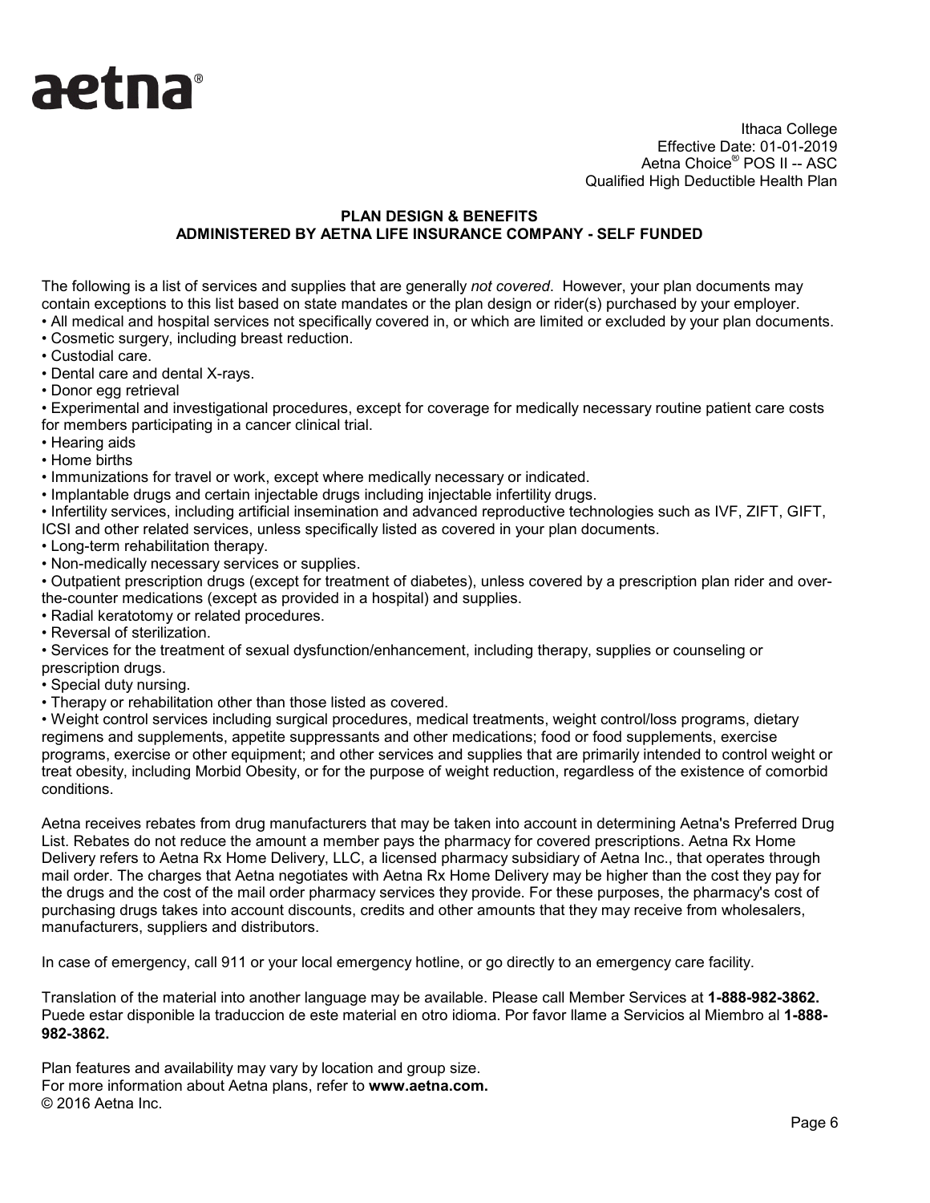aetna®

Ithaca College
Effective Date: 01-01-2019
Aetna Choice® POS II -- ASC
Qualified High Deductible Health Plan

**PLAN DESIGN & BENEFITS**
**ADMINISTERED BY AETNA LIFE INSURANCE COMPANY - SELF FUNDED**

The following is a list of services and supplies that are generally *not covered*. However, your plan documents may contain exceptions to this list based on state mandates or the plan design or rider(s) purchased by your employer.

- All medical and hospital services not specifically covered in, or which are limited or excluded by your plan documents.
- Cosmetic surgery, including breast reduction.
- Custodial care.
- Dental care and dental X-rays.
- Donor egg retrieval
- Experimental and investigational procedures, except for coverage for medically necessary routine patient care costs for members participating in a cancer clinical trial.
- Hearing aids
- Home births
- Immunizations for travel or work, except where medically necessary or indicated.
- Implantable drugs and certain injectable drugs including injectable infertility drugs.
- Infertility services, including artificial insemination and advanced reproductive technologies such as IVF, ZIFT, GIFT, ICSI and other related services, unless specifically listed as covered in your plan documents.
- Long-term rehabilitation therapy.
- Non-medically necessary services or supplies.
- Outpatient prescription drugs (except for treatment of diabetes), unless covered by a prescription plan rider and over-the-counter medications (except as provided in a hospital) and supplies.
- Radial keratotomy or related procedures.
- Reversal of sterilization.
- Services for the treatment of sexual dysfunction/enhancement, including therapy, supplies or counseling or prescription drugs.
- Special duty nursing.
- Therapy or rehabilitation other than those listed as covered.
- Weight control services including surgical procedures, medical treatments, weight control/loss programs, dietary regimens and supplements, appetite suppressants and other medications; food or food supplements, exercise programs, exercise or other equipment; and other services and supplies that are primarily intended to control weight or treat obesity, including Morbid Obesity, or for the purpose of weight reduction, regardless of the existence of comorbid conditions.

Aetna receives rebates from drug manufacturers that may be taken into account in determining Aetna's Preferred Drug List. Rebates do not reduce the amount a member pays the pharmacy for covered prescriptions. Aetna Rx Home Delivery refers to Aetna Rx Home Delivery, LLC, a licensed pharmacy subsidiary of Aetna Inc., that operates through mail order. The charges that Aetna negotiates with Aetna Rx Home Delivery may be higher than the cost they pay for the drugs and the cost of the mail order pharmacy services they provide. For these purposes, the pharmacy's cost of purchasing drugs takes into account discounts, credits and other amounts that they may receive from wholesalers, manufacturers, suppliers and distributors.

In case of emergency, call 911 or your local emergency hotline, or go directly to an emergency care facility.

Translation of the material into another language may be available. Please call Member Services at **1-888-982-3862.** Puede estar disponible la traduccion de este material en otro idioma. Por favor llame a Servicios al Miembro al **1-888-982-3862.**

Plan features and availability may vary by location and group size.
For more information about Aetna plans, refer to **www.aetna.com.**
© 2016 Aetna Inc.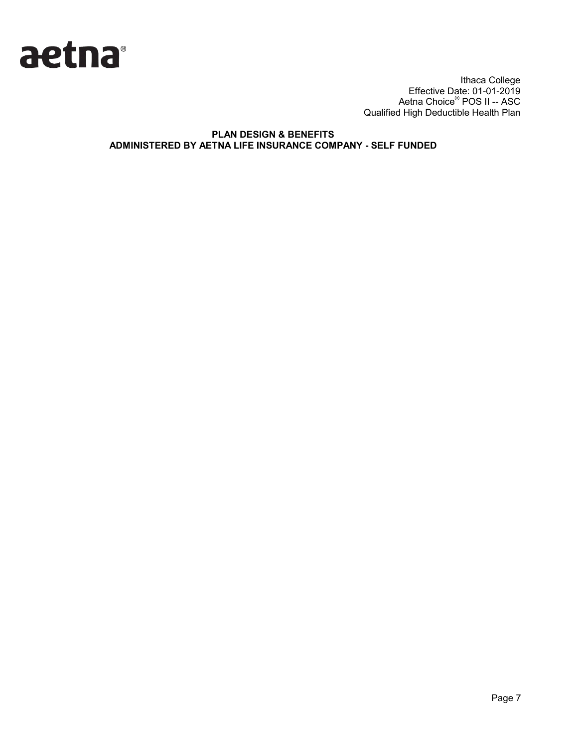aetna®

Ithaca College
Effective Date: 01-01-2019
Aetna Choice® POS II -- ASC
Qualified High Deductible Health Plan

**PLAN DESIGN & BENEFITS**
**ADMINISTERED BY AETNA LIFE INSURANCE COMPANY - SELF FUNDED**